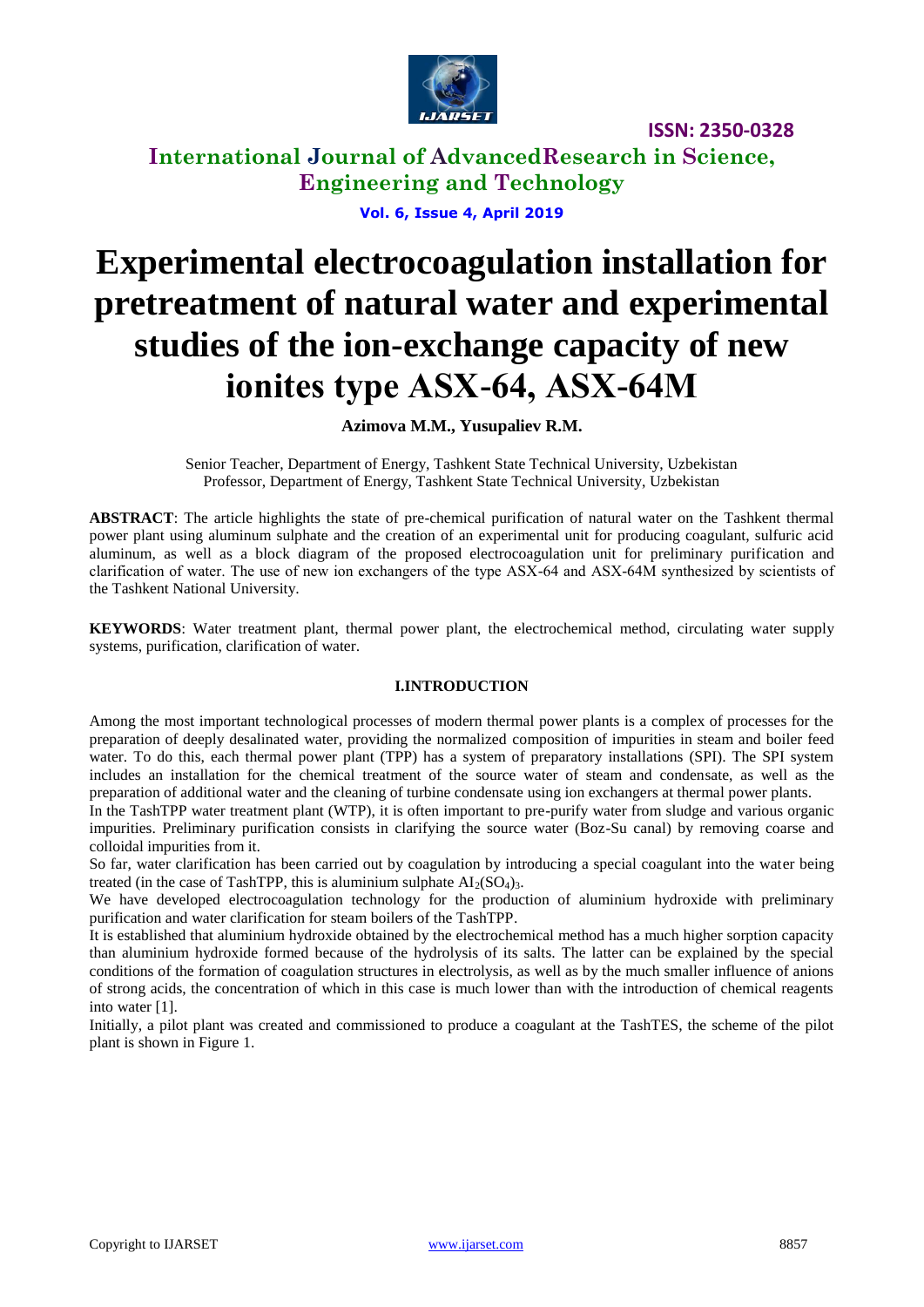# Experimental electrocoagulation installation for pretreatment of natural water and experimental studies of the ion-exchange capacity of new ionites type ASX-64, ASX-64M

**Azimova M.M., Yusupaliev R.M.**

Senior Teacher, Department of Energy, Tashkent State Technical University, Uzbekistan
Professor, Department of Energy, Tashkent State Technical University, Uzbekistan

**ABSTRACT**: The article highlights the state of pre-chemical purification of natural water on the Tashkent thermal power plant using aluminum sulphate and the creation of an experimental unit for producing coagulant, sulfuric acid aluminum, as well as a block diagram of the proposed electrocoagulation unit for preliminary purification and clarification of water. The use of new ion exchangers of the type ASX-64 and ASX-64M synthesized by scientists of the Tashkent National University.

**KEYWORDS**: Water treatment plant, thermal power plant, the electrochemical method, circulating water supply systems, purification, clarification of water.

## I.INTRODUCTION

Among the most important technological processes of modern thermal power plants is a complex of processes for the preparation of deeply desalinated water, providing the normalized composition of impurities in steam and boiler feed water. To do this, each thermal power plant (TPP) has a system of preparatory installations (SPI). The SPI system includes an installation for the chemical treatment of the source water of steam and condensate, as well as the preparation of additional water and the cleaning of turbine condensate using ion exchangers at thermal power plants.

In the TashTPP water treatment plant (WTP), it is often important to pre-purify water from sludge and various organic impurities. Preliminary purification consists in clarifying the source water (Boz-Su canal) by removing coarse and colloidal impurities from it.

So far, water clarification has been carried out by coagulation by introducing a special coagulant into the water being treated (in the case of TashTPP, this is aluminium sulphate $AI_2(SO_4)_3$.

We have developed electrocoagulation technology for the production of aluminium hydroxide with preliminary purification and water clarification for steam boilers of the TashTPP.

It is established that aluminium hydroxide obtained by the electrochemical method has a much higher sorption capacity than aluminium hydroxide formed because of the hydrolysis of its salts. The latter can be explained by the special conditions of the formation of coagulation structures in electrolysis, as well as by the much smaller influence of anions of strong acids, the concentration of which in this case is much lower than with the introduction of chemical reagents into water [1].

Initially, a pilot plant was created and commissioned to produce a coagulant at the TashTES, the scheme of the pilot plant is shown in Figure 1.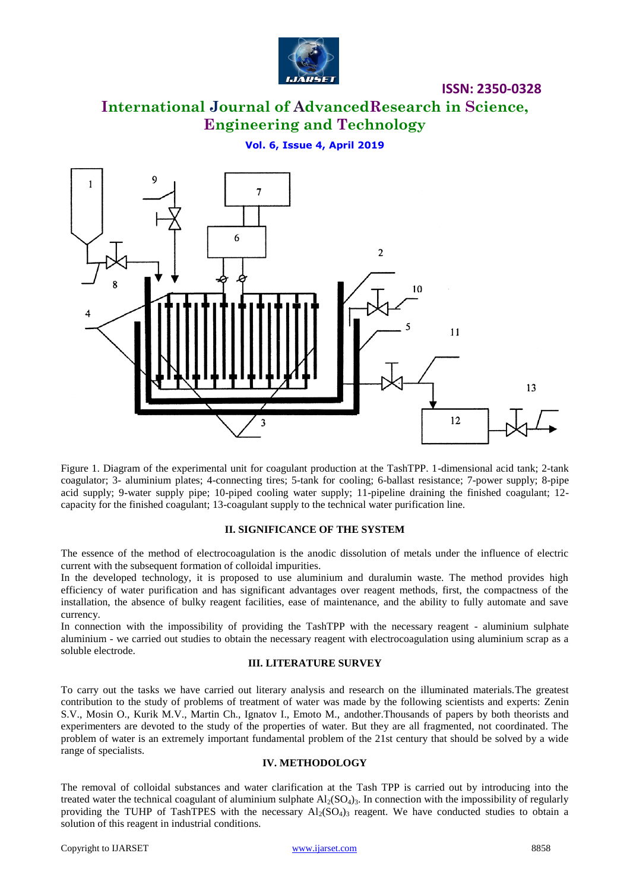Figure 1. Diagram of the experimental unit for coagulant production at the TashTPP. 1-dimensional acid tank; 2-tank coagulator; 3- aluminium plates; 4-connecting tires; 5-tank for cooling; 6-ballast resistance; 7-power supply; 8-pipe acid supply; 9-water supply pipe; 10-piped cooling water supply; 11-pipeline draining the finished coagulant; 12-capacity for the finished coagulant; 13-coagulant supply to the technical water purification line.

## II. SIGNIFICANCE OF THE SYSTEM

The essence of the method of electrocoagulation is the anodic dissolution of metals under the influence of electric current with the subsequent formation of colloidal impurities.

In the developed technology, it is proposed to use aluminium and duralumin waste. The method provides high efficiency of water purification and has significant advantages over reagent methods, first, the compactness of the installation, the absence of bulky reagent facilities, ease of maintenance, and the ability to fully automate and save currency.

In connection with the impossibility of providing the TashTPP with the necessary reagent - aluminium sulphate aluminium - we carried out studies to obtain the necessary reagent with electrocoagulation using aluminium scrap as a soluble electrode.

## III. LITERATURE SURVEY

To carry out the tasks we have carried out literary analysis and research on the illuminated materials.The greatest contribution to the study of problems of treatment of water was made by the following scientists and experts: Zenin S.V., Mosin O., Kurik M.V., Martin Ch., Ignatov I., Emoto M., andother.Thousands of papers by both theorists and experimenters are devoted to the study of the properties of water. But they are all fragmented, not coordinated. The problem of water is an extremely important fundamental problem of the 21st century that should be solved by a wide range of specialists.

## IV. METHODOLOGY

The removal of colloidal substances and water clarification at the Tash TPP is carried out by introducing into the treated water the technical coagulant of aluminium sulphate $Al_2(SO_4)_3$. In connection with the impossibility of regularly providing the TUHP of TashTPES with the necessary $Al_2(SO_4)_3$ reagent. We have conducted studies to obtain a solution of this reagent in industrial conditions.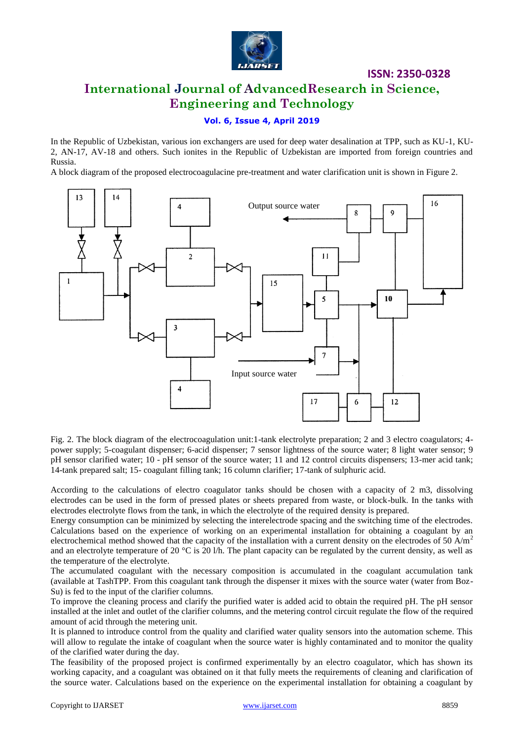In the Republic of Uzbekistan, various ion exchangers are used for deep water desalination at TPP, such as KU-1, KU-2, AN-17, AV-18 and others. Such ionites in the Republic of Uzbekistan are imported from foreign countries and Russia.

A block diagram of the proposed electrocoagulacine pre-treatment and water clarification unit is shown in Figure 2.

Fig. 2. The block diagram of the electrocoagulation unit:1-tank electrolyte preparation; 2 and 3 electro coagulators; 4-power supply; 5-coagulant dispenser; 6-acid dispenser; 7 sensor lightness of the source water; 8 light water sensor; 9 pH sensor clarified water; 10 - pH sensor of the source water; 11 and 12 control circuits dispensers; 13-mer acid tank; 14-tank prepared salt; 15- coagulant filling tank; 16 column clarifier; 17-tank of sulphuric acid.

According to the calculations of electro coagulator tanks should be chosen with a capacity of 2 m3, dissolving electrodes can be used in the form of pressed plates or sheets prepared from waste, or block-bulk. In the tanks with electrodes electrolyte flows from the tank, in which the electrolyte of the required density is prepared.

Energy consumption can be minimized by selecting the interelectrode spacing and the switching time of the electrodes. Calculations based on the experience of working on an experimental installation for obtaining a coagulant by an electrochemical method showed that the capacity of the installation with a current density on the electrodes of 50 $A/m^2$ and an electrolyte temperature of 20 °C is 20 l/h. The plant capacity can be regulated by the current density, as well as the temperature of the electrolyte.

The accumulated coagulant with the necessary composition is accumulated in the coagulant accumulation tank (available at TashTPP. From this coagulant tank through the dispenser it mixes with the source water (water from Boz-Su) is fed to the input of the clarifier columns.

To improve the cleaning process and clarify the purified water is added acid to obtain the required pH. The pH sensor installed at the inlet and outlet of the clarifier columns, and the metering control circuit regulate the flow of the required amount of acid through the metering unit.

It is planned to introduce control from the quality and clarified water quality sensors into the automation scheme. This will allow to regulate the intake of coagulant when the source water is highly contaminated and to monitor the quality of the clarified water during the day.

The feasibility of the proposed project is confirmed experimentally by an electro coagulator, which has shown its working capacity, and a coagulant was obtained on it that fully meets the requirements of cleaning and clarification of the source water. Calculations based on the experience on the experimental installation for obtaining a coagulant by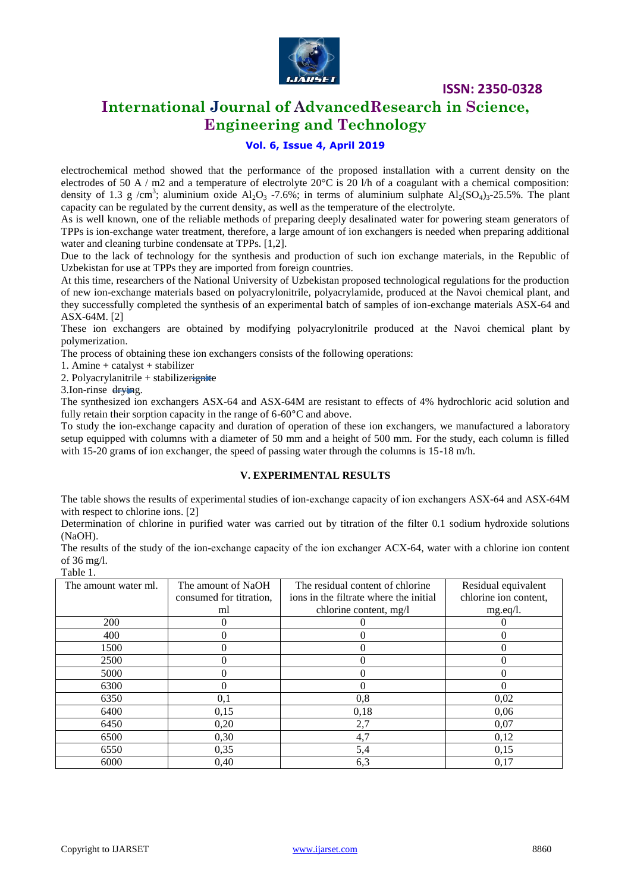electrochemical method showed that the performance of the proposed installation with a current density on the electrodes of 50 A / m2 and a temperature of electrolyte 20°C is 20 l/h of a coagulant with a chemical composition: density of 1.3 g /cm$^3$; aluminium oxide $Al_2O_3$ -7.6%; in terms of aluminium sulphate $Al_2(SO_4)_3$-25.5%. The plant capacity can be regulated by the current density, as well as the temperature of the electrolyte.

As is well known, one of the reliable methods of preparing deeply desalinated water for powering steam generators of TPPs is ion-exchange water treatment, therefore, a large amount of ion exchangers is needed when preparing additional water and cleaning turbine condensate at TPPs. [1,2].

Due to the lack of technology for the synthesis and production of such ion exchange materials, in the Republic of Uzbekistan for use at TPPs they are imported from foreign countries.

At this time, researchers of the National University of Uzbekistan proposed technological regulations for the production of new ion-exchange materials based on polyacrylonitrile, polyacrylamide, produced at the Navoi chemical plant, and they successfully completed the synthesis of an experimental batch of samples of ion-exchange materials ASX-64 and ASX-64M. [2]

These ion exchangers are obtained by modifying polyacrylonitrile produced at the Navoi chemical plant by polymerization.

The process of obtaining these ion exchangers consists of the following operations:

1. Amine + catalyst + stabilizer
2. Polyacrylanitrile + stabilizerignite
3. Ion-rinse drying.

The synthesized ion exchangers ASX-64 and ASX-64M are resistant to effects of 4% hydrochloric acid solution and fully retain their sorption capacity in the range of 6-60°C and above.

To study the ion-exchange capacity and duration of operation of these ion exchangers, we manufactured a laboratory setup equipped with columns with a diameter of 50 mm and a height of 500 mm. For the study, each column is filled with 15-20 grams of ion exchanger, the speed of passing water through the columns is 15-18 m/h.

## V. EXPERIMENTAL RESULTS

The table shows the results of experimental studies of ion-exchange capacity of ion exchangers ASX-64 and ASX-64M with respect to chlorine ions. [2]

Determination of chlorine in purified water was carried out by titration of the filter 0.1 sodium hydroxide solutions (NaOH).

The results of the study of the ion-exchange capacity of the ion exchanger ACX-64, water with a chlorine ion content of 36 mg/l.

Table 1.

| The amount water ml. | The amount of NaOH consumed for titration, ml | The residual content of chlorine ions in the filtrate where the initial chlorine content, mg/l | Residual equivalent chlorine ion content, mg.eq/l. |
|---|---|---|---|
| 200 | 0 | 0 | 0 |
| 400 | 0 | 0 | 0 |
| 1500 | 0 | 0 | 0 |
| 2500 | 0 | 0 | 0 |
| 5000 | 0 | 0 | 0 |
| 6300 | 0 | 0 | 0 |
| 6350 | 0,1 | 0,8 | 0,02 |
| 6400 | 0,15 | 0,18 | 0,06 |
| 6450 | 0,20 | 2,7 | 0,07 |
| 6500 | 0,30 | 4,7 | 0,12 |
| 6550 | 0,35 | 5,4 | 0,15 |
| 6000 | 0,40 | 6,3 | 0,17 |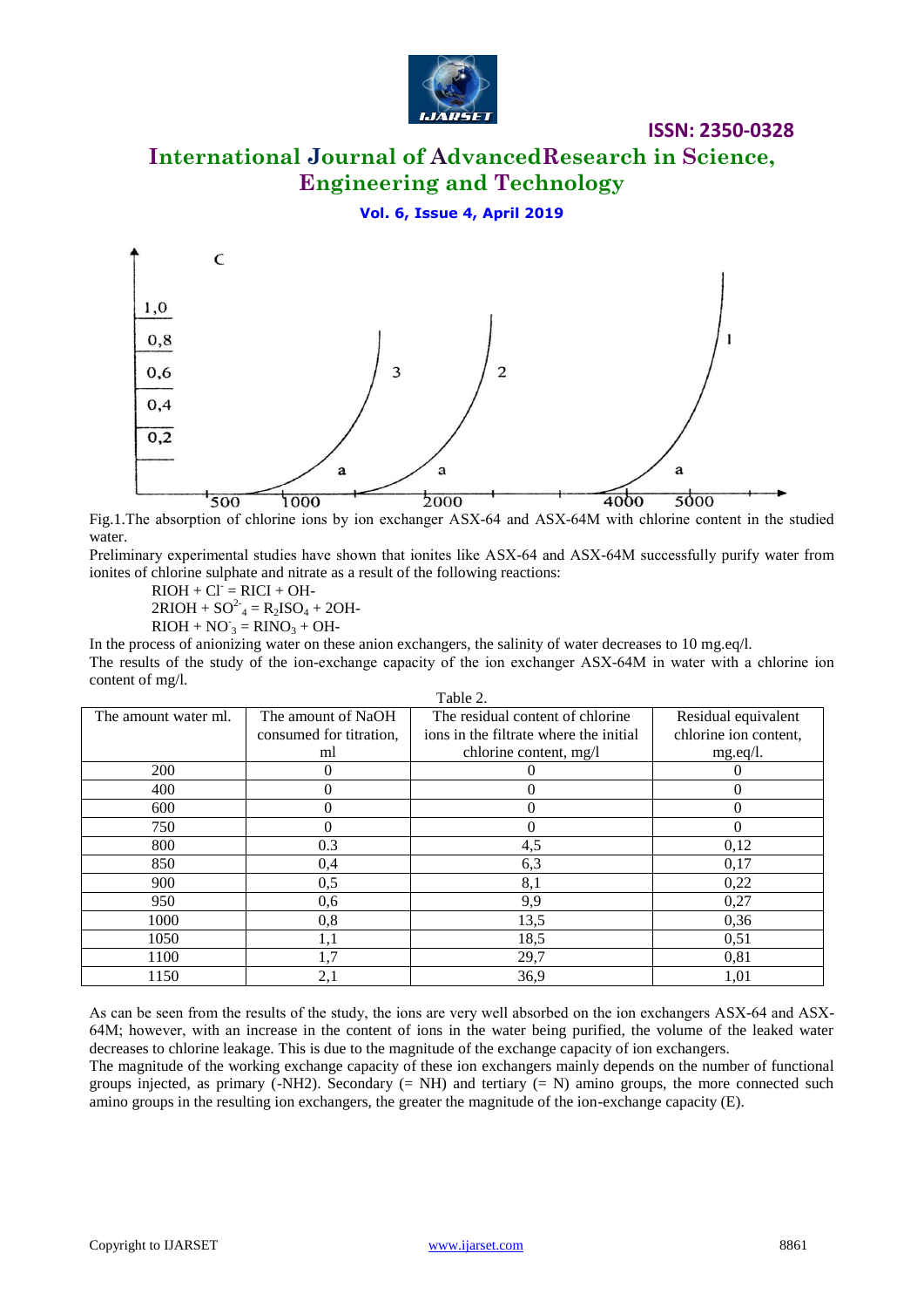Fig.1.The absorption of chlorine ions by ion exchanger ASX-64 and ASX-64M with chlorine content in the studied water.

Preliminary experimental studies have shown that ionites like ASX-64 and ASX-64M successfully purify water from ionites of chlorine sulphate and nitrate as a result of the following reactions:

$RIOH + Cl^{-} = RICl + OH^{-}$

$2RIOH + SO^{2-}_{4} = R_2ISO_4 + 2OH^{-}$

$RIOH + NO^{-}_{3} = RINO_3 + OH^{-}$

In the process of anionizing water on these anion exchangers, the salinity of water decreases to 10 mg.eq/l.

The results of the study of the ion-exchange capacity of the ion exchanger ASX-64M in water with a chlorine ion content of mg/l.

Table 2.

| The amount water ml. | The amount of NaOH consumed for titration, ml | The residual content of chlorine ions in the filtrate where the initial chlorine content, mg/l | Residual equivalent chlorine ion content, mg.eq/l. |
|---|---|---|---|
| 200 | 0 | 0 | 0 |
| 400 | 0 | 0 | 0 |
| 600 | 0 | 0 | 0 |
| 750 | 0 | 0 | 0 |
| 800 | 0.3 | 4,5 | 0,12 |
| 850 | 0,4 | 6,3 | 0,17 |
| 900 | 0,5 | 8,1 | 0,22 |
| 950 | 0,6 | 9,9 | 0,27 |
| 1000 | 0,8 | 13,5 | 0,36 |
| 1050 | 1,1 | 18,5 | 0,51 |
| 1100 | 1,7 | 29,7 | 0,81 |
| 1150 | 2,1 | 36,9 | 1,01 |

As can be seen from the results of the study, the ions are very well absorbed on the ion exchangers ASX-64 and ASX-64M; however, with an increase in the content of ions in the water being purified, the volume of the leaked water decreases to chlorine leakage. This is due to the magnitude of the exchange capacity of ion exchangers.

The magnitude of the working exchange capacity of these ion exchangers mainly depends on the number of functional groups injected, as primary ($-NH_2$). Secondary ($= NH$) and tertiary ($= N$) amino groups, the more connected such amino groups in the resulting ion exchangers, the greater the magnitude of the ion-exchange capacity (E).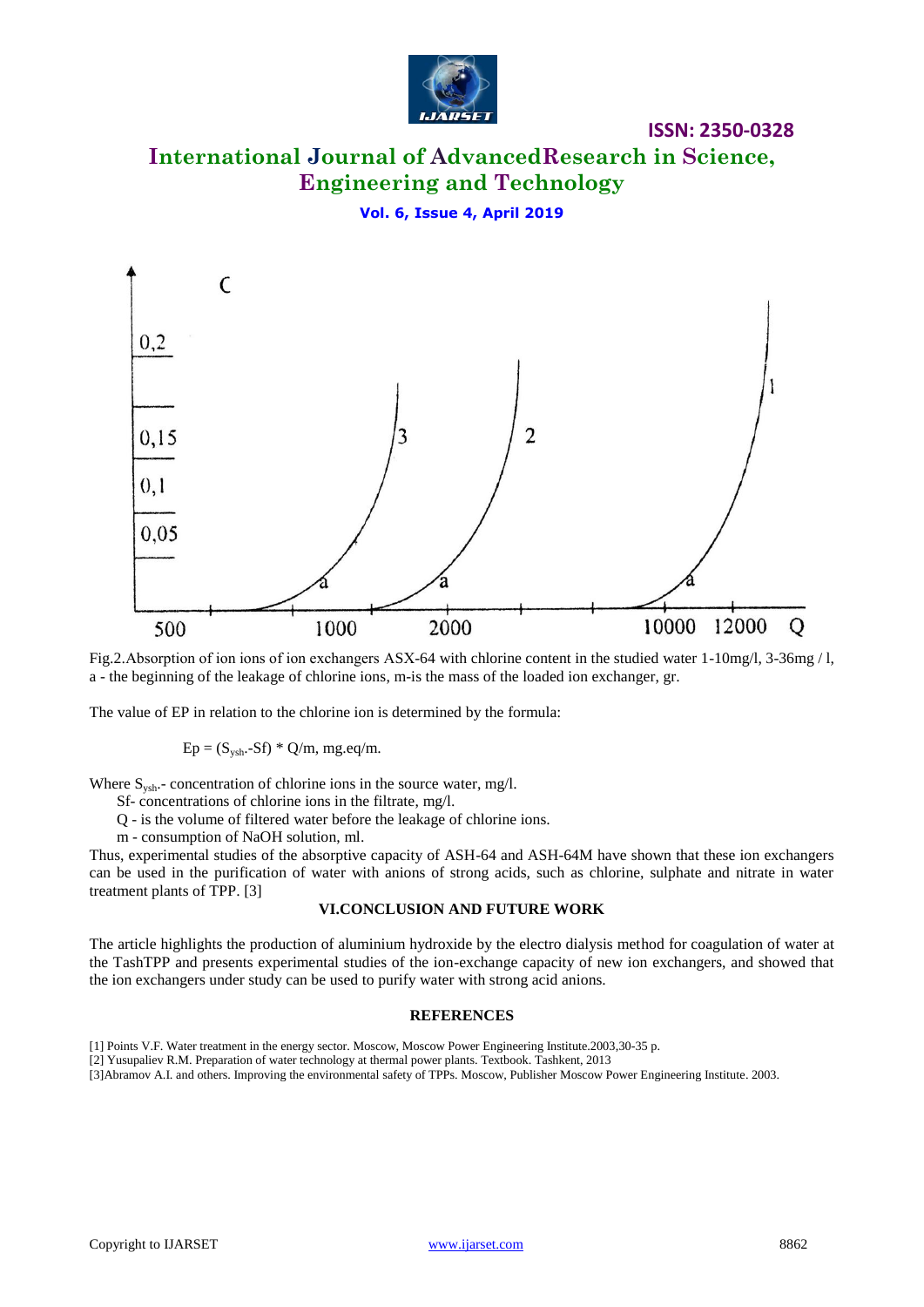C

0,2

0,15

0,1

0,05

500 1000 2000 10000 12000 Q

3 2 1

a a a

Fig.2.Absorption of ion ions of ion exchangers ASX-64 with chlorine content in the studied water 1-10mg/l, 3-36mg / l, a - the beginning of the leakage of chlorine ions, m-is the mass of the loaded ion exchanger, gr.

The value of EP in relation to the chlorine ion is determined by the formula:

$$Ep = (S_{ysh.}\text{-}Sf) * Q/m, \text{ mg.eq/m.}$$

Where $S_{ysh.}$- concentration of chlorine ions in the source water, mg/l.

Sf- concentrations of chlorine ions in the filtrate, mg/l.

Q - is the volume of filtered water before the leakage of chlorine ions.

m - consumption of NaOH solution, ml.

Thus, experimental studies of the absorptive capacity of ASH-64 and ASH-64M have shown that these ion exchangers can be used in the purification of water with anions of strong acids, such as chlorine, sulphate and nitrate in water treatment plants of TPP. [3]

## VI.CONCLUSION AND FUTURE WORK

The article highlights the production of aluminium hydroxide by the electro dialysis method for coagulation of water at the TashTPP and presents experimental studies of the ion-exchange capacity of new ion exchangers, and showed that the ion exchangers under study can be used to purify water with strong acid anions.

## REFERENCES

[1] Points V.F. Water treatment in the energy sector. Moscow, Moscow Power Engineering Institute.2003,30-35 p.

[2] Yusupaliev R.M. Preparation of water technology at thermal power plants. Textbook. Tashkent, 2013

[3]Abramov A.I. and others. Improving the environmental safety of TPPs. Moscow, Publisher Moscow Power Engineering Institute. 2003.